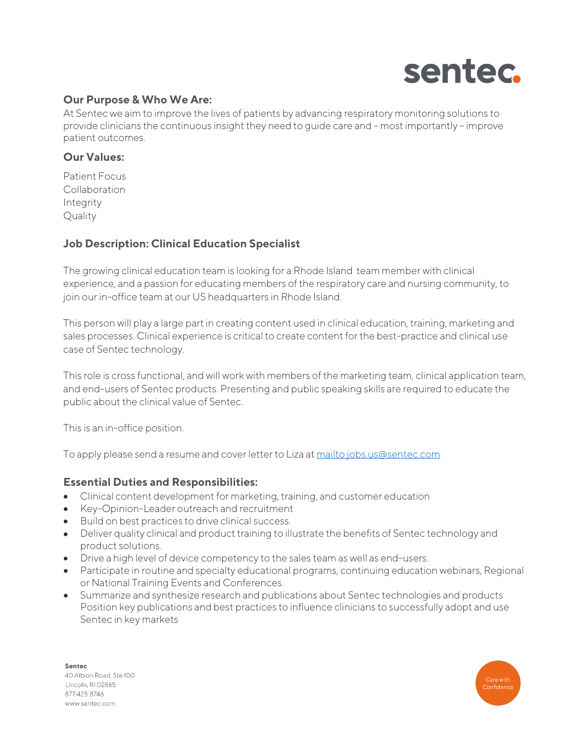sentec.

## Our Purpose & Who We Are:

At Sentec we aim to improve the lives of patients by advancing respiratory monitoring solutions to provide clinicians the continuous insight they need to guide care and – most importantly – improve patient outcomes.

## Our Values:

Patient Focus
Collaboration
Integrity
Quality

## Job Description: Clinical Education Specialist

The growing clinical education team is looking for a Rhode Island team member with clinical experience, and a passion for educating members of the respiratory care and nursing community, to join our in-office team at our US headquarters in Rhode Island.

This person will play a large part in creating content used in clinical education, training, marketing and sales processes. Clinical experience is critical to create content for the best-practice and clinical use case of Sentec technology.

This role is cross functional, and will work with members of the marketing team, clinical application team, and end-users of Sentec products. Presenting and public speaking skills are required to educate the public about the clinical value of Sentec.

This is an in-office position.

To apply please send a resume and cover letter to Liza at [mailto:jobs.us@sentec.com](mailto:jobs.us@sentec.com)

## Essential Duties and Responsibilities:

- Clinical content development for marketing, training, and customer education
- Key-Opinion-Leader outreach and recruitment
- Build on best practices to drive clinical success.
- Deliver quality clinical and product training to illustrate the benefits of Sentec technology and product solutions.
- Drive a high level of device competency to the sales team as well as end-users.
- Participate in routine and specialty educational programs, continuing education webinars, Regional or National Training Events and Conferences.
- Summarize and synthesize research and publications about Sentec technologies and products Position key publications and best practices to influence clinicians to successfully adopt and use Sentec in key markets

**Sentec**
40 Albion Road, Ste 100
Lincoln, RI 02865
877.425.8746
www.sentec.com

Care with Confidence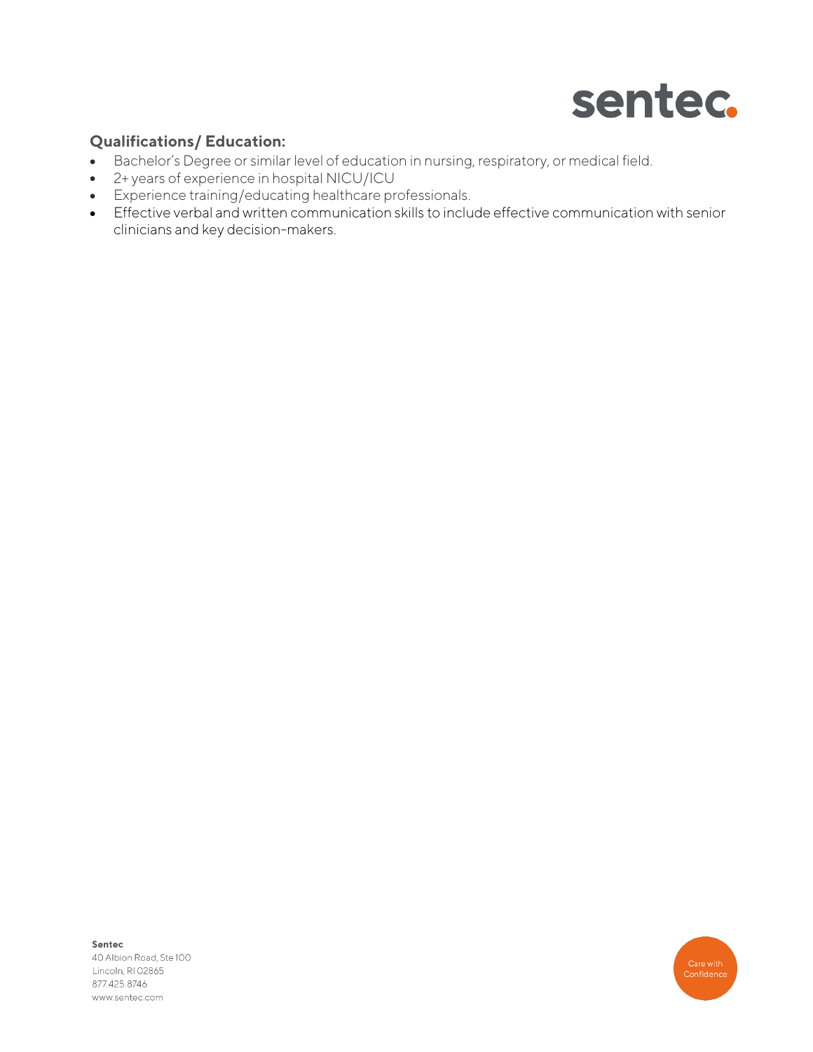### Qualifications/ Education:

- Bachelor's Degree or similar level of education in nursing, respiratory, or medical field.
- 2+ years of experience in hospital NICU/ICU
- Experience training/educating healthcare professionals.
- Effective verbal and written communication skills to include effective communication with senior clinicians and key decision-makers.